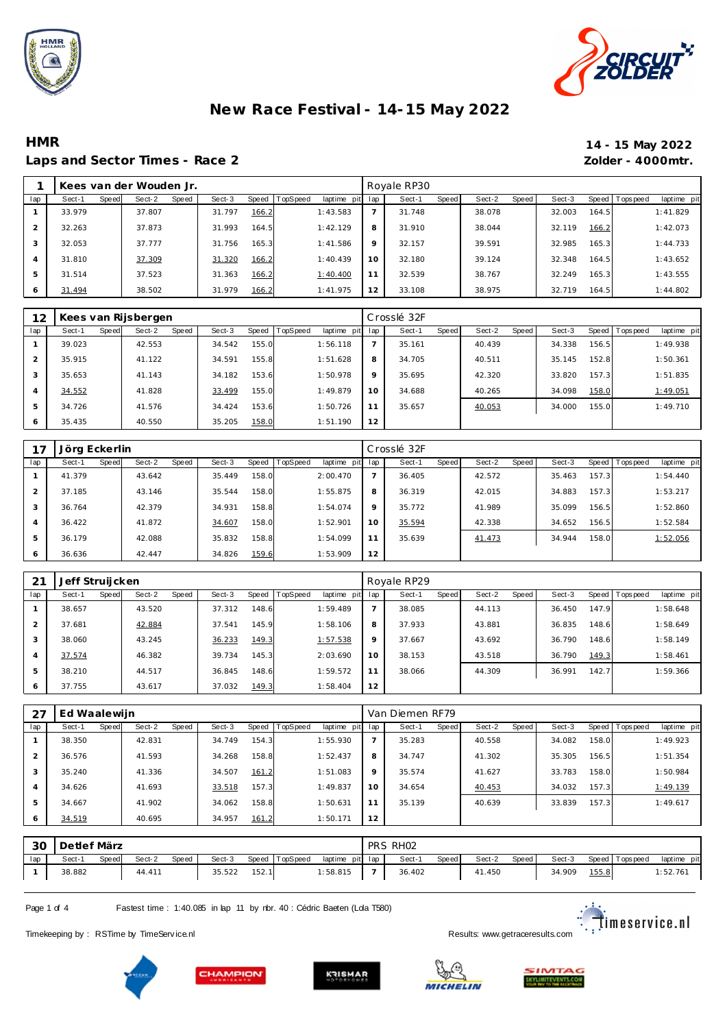# New Race Festival - 14-15 May 2022

## HMR

**Laps and Sector Times - Race 2**

**14 - 15 May 2022**
**Zolder - 4000mtr.**

| 1 | Kees van der Wouden Jr. | | | | | | | Royale RP30 | | | | | | | | |
|---|---|---|---|---|---|---|---|---|---|---|---|---|---|---|---|---|
| lap | Sect-1 | Speed | Sect-2 | Speed | Sect-3 | Speed | TopSpeed | laptime pit | lap | Sect-1 | Speed | Sect-2 | Speed | Sect-3 | Speed | Topspeed | laptime pit |
| 1 | 33.979 | | 37.807 | | 31.797 | 166.2 | | 1:43.583 | 7 | 31.748 | | 38.078 | | 32.003 | 164.5 | | 1:41.829 |
| 2 | 32.263 | | 37.873 | | 31.993 | 164.5 | | 1:42.129 | 8 | 31.910 | | 38.044 | | 32.119 | 166.2 | | 1:42.073 |
| 3 | 32.053 | | 37.777 | | 31.756 | 165.3 | | 1:41.586 | 9 | 32.157 | | 39.591 | | 32.985 | 165.3 | | 1:44.733 |
| 4 | 31.810 | | 37.309 | | 31.320 | 166.2 | | 1:40.439 | 10 | 32.180 | | 39.124 | | 32.348 | 164.5 | | 1:43.652 |
| 5 | 31.514 | | 37.523 | | 31.363 | 166.2 | | 1:40.400 | 11 | 32.539 | | 38.767 | | 32.249 | 165.3 | | 1:43.555 |
| 6 | 31.494 | | 38.502 | | 31.979 | 166.2 | | 1:41.975 | 12 | 33.108 | | 38.975 | | 32.719 | 164.5 | | 1:44.802 |

| 12 | Kees van Rijsbergen | | | | | | | Crosslé 32F | | | | | | | | |
|---|---|---|---|---|---|---|---|---|---|---|---|---|---|---|---|---|
| lap | Sect-1 | Speed | Sect-2 | Speed | Sect-3 | Speed | TopSpeed | laptime pit | lap | Sect-1 | Speed | Sect-2 | Speed | Sect-3 | Speed | Topspeed | laptime pit |
| 1 | 39.023 | | 42.553 | | 34.542 | 155.0 | | 1:56.118 | 7 | 35.161 | | 40.439 | | 34.338 | 156.5 | | 1:49.938 |
| 2 | 35.915 | | 41.122 | | 34.591 | 155.8 | | 1:51.628 | 8 | 34.705 | | 40.511 | | 35.145 | 152.8 | | 1:50.361 |
| 3 | 35.653 | | 41.143 | | 34.182 | 153.6 | | 1:50.978 | 9 | 35.695 | | 42.320 | | 33.820 | 157.3 | | 1:51.835 |
| 4 | 34.552 | | 41.828 | | 33.499 | 155.0 | | 1:49.879 | 10 | 34.688 | | 40.265 | | 34.098 | 158.0 | | 1:49.051 |
| 5 | 34.726 | | 41.576 | | 34.424 | 153.6 | | 1:50.726 | 11 | 35.657 | | 40.053 | | 34.000 | 155.0 | | 1:49.710 |
| 6 | 35.435 | | 40.550 | | 35.205 | 158.0 | | 1:51.190 | 12 | | | | | | | | |

| 17 | Jörg Eckerlin | | | | | | | Crosslé 32F | | | | | | | | |
|---|---|---|---|---|---|---|---|---|---|---|---|---|---|---|---|---|
| lap | Sect-1 | Speed | Sect-2 | Speed | Sect-3 | Speed | TopSpeed | laptime pit | lap | Sect-1 | Speed | Sect-2 | Speed | Sect-3 | Speed | Topspeed | laptime pit |
| 1 | 41.379 | | 43.642 | | 35.449 | 158.0 | | 2:00.470 | 7 | 36.405 | | 42.572 | | 35.463 | 157.3 | | 1:54.440 |
| 2 | 37.185 | | 43.146 | | 35.544 | 158.0 | | 1:55.875 | 8 | 36.319 | | 42.015 | | 34.883 | 157.3 | | 1:53.217 |
| 3 | 36.764 | | 42.379 | | 34.931 | 158.8 | | 1:54.074 | 9 | 35.772 | | 41.989 | | 35.099 | 156.5 | | 1:52.860 |
| 4 | 36.422 | | 41.872 | | 34.607 | 158.0 | | 1:52.901 | 10 | 35.594 | | 42.338 | | 34.652 | 156.5 | | 1:52.584 |
| 5 | 36.179 | | 42.088 | | 35.832 | 158.8 | | 1:54.099 | 11 | 35.639 | | 41.473 | | 34.944 | 158.0 | | 1:52.056 |
| 6 | 36.636 | | 42.447 | | 34.826 | 159.6 | | 1:53.909 | 12 | | | | | | | | |

| 21 | Jeff Struijcken | | | | | | | Royale RP29 | | | | | | | | |
|---|---|---|---|---|---|---|---|---|---|---|---|---|---|---|---|---|
| lap | Sect-1 | Speed | Sect-2 | Speed | Sect-3 | Speed | TopSpeed | laptime pit | lap | Sect-1 | Speed | Sect-2 | Speed | Sect-3 | Speed | Topspeed | laptime pit |
| 1 | 38.657 | | 43.520 | | 37.312 | 148.6 | | 1:59.489 | 7 | 38.085 | | 44.113 | | 36.450 | 147.9 | | 1:58.648 |
| 2 | 37.681 | | 42.884 | | 37.541 | 145.9 | | 1:58.106 | 8 | 37.933 | | 43.881 | | 36.835 | 148.6 | | 1:58.649 |
| 3 | 38.060 | | 43.245 | | 36.233 | 149.3 | | 1:57.538 | 9 | 37.667 | | 43.692 | | 36.790 | 148.6 | | 1:58.149 |
| 4 | 37.574 | | 46.382 | | 39.734 | 145.3 | | 2:03.690 | 10 | 38.153 | | 43.518 | | 36.790 | 149.3 | | 1:58.461 |
| 5 | 38.210 | | 44.517 | | 36.845 | 148.6 | | 1:59.572 | 11 | 38.066 | | 44.309 | | 36.991 | 142.7 | | 1:59.366 |
| 6 | 37.755 | | 43.617 | | 37.032 | 149.3 | | 1:58.404 | 12 | | | | | | | | |

| 27 | Ed Waalewijn | | | | | | | Van Diemen RF79 | | | | | | | | |
|---|---|---|---|---|---|---|---|---|---|---|---|---|---|---|---|---|
| lap | Sect-1 | Speed | Sect-2 | Speed | Sect-3 | Speed | TopSpeed | laptime pit | lap | Sect-1 | Speed | Sect-2 | Speed | Sect-3 | Speed | Topspeed | laptime pit |
| 1 | 38.350 | | 42.831 | | 34.749 | 154.3 | | 1:55.930 | 7 | 35.283 | | 40.558 | | 34.082 | 158.0 | | 1:49.923 |
| 2 | 36.576 | | 41.593 | | 34.268 | 158.8 | | 1:52.437 | 8 | 34.747 | | 41.302 | | 35.305 | 156.5 | | 1:51.354 |
| 3 | 35.240 | | 41.336 | | 34.507 | 161.2 | | 1:51.083 | 9 | 35.574 | | 41.627 | | 33.783 | 158.0 | | 1:50.984 |
| 4 | 34.626 | | 41.693 | | 33.518 | 157.3 | | 1:49.837 | 10 | 34.654 | | 40.453 | | 34.032 | 157.3 | | 1:49.139 |
| 5 | 34.667 | | 41.902 | | 34.062 | 158.8 | | 1:50.631 | 11 | 35.139 | | 40.639 | | 33.839 | 157.3 | | 1:49.617 |
| 6 | 34.519 | | 40.695 | | 34.957 | 161.2 | | 1:50.171 | 12 | | | | | | | | |

| 30 | Detlef März | | | | | | | PRS RH02 | | | | | | | | |
|---|---|---|---|---|---|---|---|---|---|---|---|---|---|---|---|---|
| lap | Sect-1 | Speed | Sect-2 | Speed | Sect-3 | Speed | TopSpeed | laptime pit | lap | Sect-1 | Speed | Sect-2 | Speed | Sect-3 | Speed | Topspeed | laptime pit |
| 1 | 38.882 | | 44.411 | | 35.522 | 152.1 | | 1:58.815 | 7 | 36.402 | | 41.450 | | 34.909 | 155.8 | | 1:52.761 |

Fastest time : 1:40.085 in lap 11 by nbr. 40 : Cédric Baeten (Lola T580)

Timekeeping by : RSTime by TimeService.nl

Results: www.getraceresults.com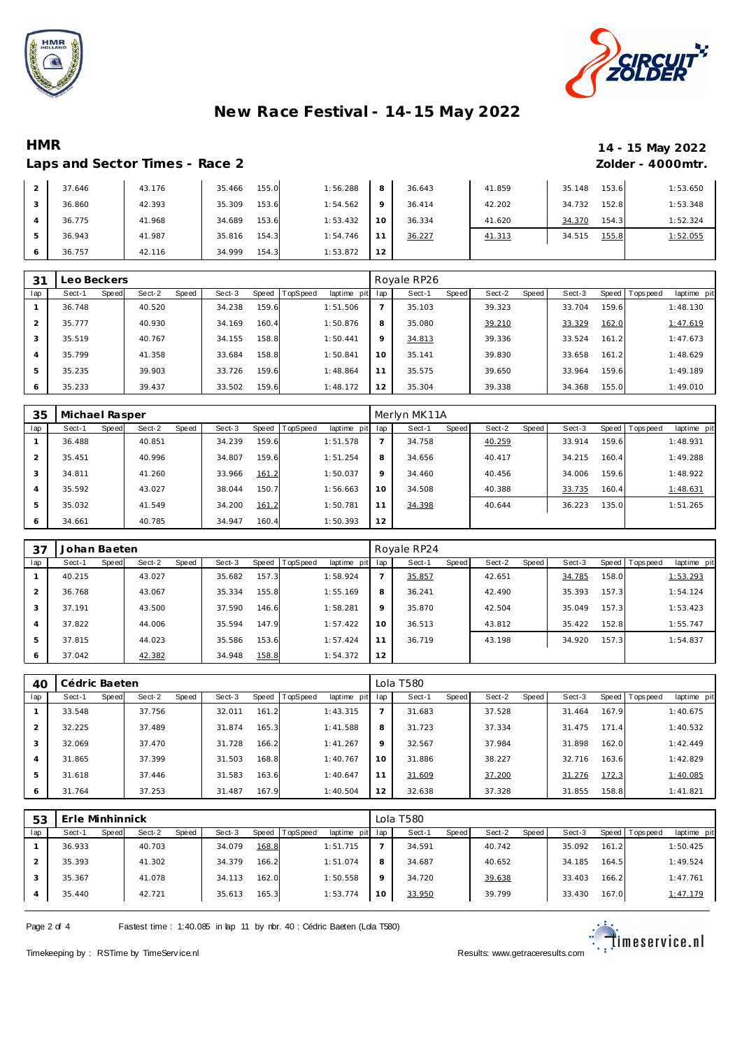# New Race Festival - 14-15 May 2022

## HMR

**14 - 15 May 2022**

### Laps and Sector Times - Race 2

**Zolder - 4000mtr.**

| lap | Sect-1 | Speed | Sect-2 | Speed | Sect-3 | Speed | TopSpeed | laptime pit | lap | Sect-1 | Speed | Sect-2 | Speed | Sect-3 | Speed | Topspeed | laptime pit |
|---|---|---|---|---|---|---|---|---|---|---|---|---|---|---|---|---|---|
| 2 | 37.646 | | 43.176 | | 35.466 | 155.0 | | 1:56.288 | 8 | 36.643 | | 41.859 | | 35.148 | 153.6 | | 1:53.650 |
| 3 | 36.860 | | 42.393 | | 35.309 | 153.6 | | 1:54.562 | 9 | 36.414 | | 42.202 | | 34.732 | 152.8 | | 1:53.348 |
| 4 | 36.775 | | 41.968 | | 34.689 | 153.6 | | 1:53.432 | 10 | 36.334 | | 41.620 | | 34.370 | 154.3 | | 1:52.324 |
| 5 | 36.943 | | 41.987 | | 35.816 | 154.3 | | 1:54.746 | 11 | 36.227 | | 41.313 | | 34.515 | 155.8 | | 1:52.055 |
| 6 | 36.757 | | 42.116 | | 34.999 | 154.3 | | 1:53.872 | 12 | | | | | | | | |

| 31 | Leo Beckers | | | | | | | | Royale RP26 | | | | | | | | |
|---|---|---|---|---|---|---|---|---|---|---|---|---|---|---|---|---|---|
| lap | Sect-1 | Speed | Sect-2 | Speed | Sect-3 | Speed | TopSpeed | laptime pit | lap | Sect-1 | Speed | Sect-2 | Speed | Sect-3 | Speed | Topspeed | laptime pit |
| 1 | 36.748 | | 40.520 | | 34.238 | 159.6 | | 1:51.506 | 7 | 35.103 | | 39.323 | | 33.704 | 159.6 | | 1:48.130 |
| 2 | 35.777 | | 40.930 | | 34.169 | 160.4 | | 1:50.876 | 8 | 35.080 | | 39.210 | | 33.329 | 162.0 | | 1:47.619 |
| 3 | 35.519 | | 40.767 | | 34.155 | 158.8 | | 1:50.441 | 9 | 34.813 | | 39.336 | | 33.524 | 161.2 | | 1:47.673 |
| 4 | 35.799 | | 41.358 | | 33.684 | 158.8 | | 1:50.841 | 10 | 35.141 | | 39.830 | | 33.658 | 161.2 | | 1:48.629 |
| 5 | 35.235 | | 39.903 | | 33.726 | 159.6 | | 1:48.864 | 11 | 35.575 | | 39.650 | | 33.964 | 159.6 | | 1:49.189 |
| 6 | 35.233 | | 39.437 | | 33.502 | 159.6 | | 1:48.172 | 12 | 35.304 | | 39.338 | | 34.368 | 155.0 | | 1:49.010 |

| 35 | Michael Rasper | | | | | | | | Merlyn MK11A | | | | | | | | |
|---|---|---|---|---|---|---|---|---|---|---|---|---|---|---|---|---|---|
| lap | Sect-1 | Speed | Sect-2 | Speed | Sect-3 | Speed | TopSpeed | laptime pit | lap | Sect-1 | Speed | Sect-2 | Speed | Sect-3 | Speed | Topspeed | laptime pit |
| 1 | 36.488 | | 40.851 | | 34.239 | 159.6 | | 1:51.578 | 7 | 34.758 | | 40.259 | | 33.914 | 159.6 | | 1:48.931 |
| 2 | 35.451 | | 40.996 | | 34.807 | 159.6 | | 1:51.254 | 8 | 34.656 | | 40.417 | | 34.215 | 160.4 | | 1:49.288 |
| 3 | 34.811 | | 41.260 | | 33.966 | 161.2 | | 1:50.037 | 9 | 34.460 | | 40.456 | | 34.006 | 159.6 | | 1:48.922 |
| 4 | 35.592 | | 43.027 | | 38.044 | 150.7 | | 1:56.663 | 10 | 34.508 | | 40.388 | | 33.735 | 160.4 | | 1:48.631 |
| 5 | 35.032 | | 41.549 | | 34.200 | 161.2 | | 1:50.781 | 11 | 34.398 | | 40.644 | | 36.223 | 135.0 | | 1:51.265 |
| 6 | 34.661 | | 40.785 | | 34.947 | 160.4 | | 1:50.393 | 12 | | | | | | | | |

| 37 | Johan Baeten | | | | | | | | Royale RP24 | | | | | | | | |
|---|---|---|---|---|---|---|---|---|---|---|---|---|---|---|---|---|---|
| lap | Sect-1 | Speed | Sect-2 | Speed | Sect-3 | Speed | TopSpeed | laptime pit | lap | Sect-1 | Speed | Sect-2 | Speed | Sect-3 | Speed | Topspeed | laptime pit |
| 1 | 40.215 | | 43.027 | | 35.682 | 157.3 | | 1:58.924 | 7 | 35.857 | | 42.651 | | 34.785 | 158.0 | | 1:53.293 |
| 2 | 36.768 | | 43.067 | | 35.334 | 155.8 | | 1:55.169 | 8 | 36.241 | | 42.490 | | 35.393 | 157.3 | | 1:54.124 |
| 3 | 37.191 | | 43.500 | | 37.590 | 146.6 | | 1:58.281 | 9 | 35.870 | | 42.504 | | 35.049 | 157.3 | | 1:53.423 |
| 4 | 37.822 | | 44.006 | | 35.594 | 147.9 | | 1:57.422 | 10 | 36.513 | | 43.812 | | 35.422 | 152.8 | | 1:55.747 |
| 5 | 37.815 | | 44.023 | | 35.586 | 153.6 | | 1:57.424 | 11 | 36.719 | | 43.198 | | 34.920 | 157.3 | | 1:54.837 |
| 6 | 37.042 | | 42.382 | | 34.948 | 158.8 | | 1:54.372 | 12 | | | | | | | | |

| 40 | Cédric Baeten | | | | | | | | Lola T580 | | | | | | | | |
|---|---|---|---|---|---|---|---|---|---|---|---|---|---|---|---|---|---|
| lap | Sect-1 | Speed | Sect-2 | Speed | Sect-3 | Speed | TopSpeed | laptime pit | lap | Sect-1 | Speed | Sect-2 | Speed | Sect-3 | Speed | Topspeed | laptime pit |
| 1 | 33.548 | | 37.756 | | 32.011 | 161.2 | | 1:43.315 | 7 | 31.683 | | 37.528 | | 31.464 | 167.9 | | 1:40.675 |
| 2 | 32.225 | | 37.489 | | 31.874 | 165.3 | | 1:41.588 | 8 | 31.723 | | 37.334 | | 31.475 | 171.4 | | 1:40.532 |
| 3 | 32.069 | | 37.470 | | 31.728 | 166.2 | | 1:41.267 | 9 | 32.567 | | 37.984 | | 31.898 | 162.0 | | 1:42.449 |
| 4 | 31.865 | | 37.399 | | 31.503 | 168.8 | | 1:40.767 | 10 | 31.886 | | 38.227 | | 32.716 | 163.6 | | 1:42.829 |
| 5 | 31.618 | | 37.446 | | 31.583 | 163.6 | | 1:40.647 | 11 | 31.609 | | 37.200 | | 31.276 | 172.3 | | 1:40.085 |
| 6 | 31.764 | | 37.253 | | 31.487 | 167.9 | | 1:40.504 | 12 | 32.638 | | 37.328 | | 31.855 | 158.8 | | 1:41.821 |

| 53 | Erle Minhinnick | | | | | | | | Lola T580 | | | | | | | | |
|---|---|---|---|---|---|---|---|---|---|---|---|---|---|---|---|---|---|
| lap | Sect-1 | Speed | Sect-2 | Speed | Sect-3 | Speed | TopSpeed | laptime pit | lap | Sect-1 | Speed | Sect-2 | Speed | Sect-3 | Speed | Topspeed | laptime pit |
| 1 | 36.933 | | 40.703 | | 34.079 | 168.8 | | 1:51.715 | 7 | 34.591 | | 40.742 | | 35.092 | 161.2 | | 1:50.425 |
| 2 | 35.393 | | 41.302 | | 34.379 | 166.2 | | 1:51.074 | 8 | 34.687 | | 40.652 | | 34.185 | 164.5 | | 1:49.524 |
| 3 | 35.367 | | 41.078 | | 34.113 | 162.0 | | 1:50.558 | 9 | 34.720 | | 39.638 | | 33.403 | 166.2 | | 1:47.761 |
| 4 | 35.440 | | 42.721 | | 35.613 | 165.3 | | 1:53.774 | 10 | 33.950 | | 39.799 | | 33.430 | 167.0 | | 1:47.179 |

Fastest time : 1:40.085 in lap 11 by nbr. 40 : Cédric Baeten (Lola T580)

Timekeeping by : RSTime by TimeService.nl

Results: www.getraceresults.com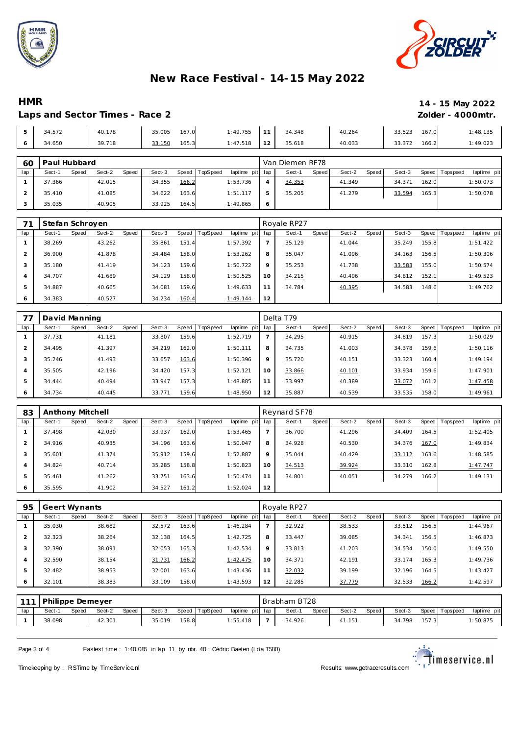# New Race Festival - 14-15 May 2022

## HMR

**Laps and Sector Times - Race 2**

**14 - 15 May 2022**
**Zolder - 4000mtr.**

| lap | Sect-1 | Speed | Sect-2 | Speed | Sect-3 | Speed | TopSpeed | laptime pit | lap | Sect-1 | Speed | Sect-2 | Speed | Sect-3 | Speed | Topspeed | laptime pit |
|---|---|---|---|---|---|---|---|---|---|---|---|---|---|---|---|---|---|
| 5 | 34.572 | | 40.178 | | 35.005 | 167.0 | | 1:49.755 | 11 | 34.348 | | 40.264 | | 33.523 | 167.0 | | 1:48.135 |
| 6 | 34.650 | | 39.718 | | 33.150 | 165.3 | | 1:47.518 | 12 | 35.618 | | 40.033 | | 33.372 | 166.2 | | 1:49.023 |

### 60 Paul Hubbard — Van Diemen RF78

| lap | Sect-1 | Speed | Sect-2 | Speed | Sect-3 | Speed | TopSpeed | laptime pit | lap | Sect-1 | Speed | Sect-2 | Speed | Sect-3 | Speed | Topspeed | laptime pit |
|---|---|---|---|---|---|---|---|---|---|---|---|---|---|---|---|---|---|
| 1 | 37.366 | | 42.015 | | 34.355 | 166.2 | | 1:53.736 | 4 | 34.353 | | 41.349 | | 34.371 | 162.0 | | 1:50.073 |
| 2 | 35.410 | | 41.085 | | 34.622 | 163.6 | | 1:51.117 | 5 | 35.205 | | 41.279 | | 33.594 | 165.3 | | 1:50.078 |
| 3 | 35.035 | | 40.905 | | 33.925 | 164.5 | | 1:49.865 | 6 | | | | | | | | |

### 71 Stefan Schroyen — Royale RP27

| lap | Sect-1 | Speed | Sect-2 | Speed | Sect-3 | Speed | TopSpeed | laptime pit | lap | Sect-1 | Speed | Sect-2 | Speed | Sect-3 | Speed | Topspeed | laptime pit |
|---|---|---|---|---|---|---|---|---|---|---|---|---|---|---|---|---|---|
| 1 | 38.269 | | 43.262 | | 35.861 | 151.4 | | 1:57.392 | 7 | 35.129 | | 41.044 | | 35.249 | 155.8 | | 1:51.422 |
| 2 | 36.900 | | 41.878 | | 34.484 | 158.0 | | 1:53.262 | 8 | 35.047 | | 41.096 | | 34.163 | 156.5 | | 1:50.306 |
| 3 | 35.180 | | 41.419 | | 34.123 | 159.6 | | 1:50.722 | 9 | 35.253 | | 41.738 | | 33.583 | 155.0 | | 1:50.574 |
| 4 | 34.707 | | 41.689 | | 34.129 | 158.0 | | 1:50.525 | 10 | 34.215 | | 40.496 | | 34.812 | 152.1 | | 1:49.523 |
| 5 | 34.887 | | 40.665 | | 34.081 | 159.6 | | 1:49.633 | 11 | 34.784 | | 40.395 | | 34.583 | 148.6 | | 1:49.762 |
| 6 | 34.383 | | 40.527 | | 34.234 | 160.4 | | 1:49.144 | 12 | | | | | | | | |

### 77 David Manning — Delta T79

| lap | Sect-1 | Speed | Sect-2 | Speed | Sect-3 | Speed | TopSpeed | laptime pit | lap | Sect-1 | Speed | Sect-2 | Speed | Sect-3 | Speed | Topspeed | laptime pit |
|---|---|---|---|---|---|---|---|---|---|---|---|---|---|---|---|---|---|
| 1 | 37.731 | | 41.181 | | 33.807 | 159.6 | | 1:52.719 | 7 | 34.295 | | 40.915 | | 34.819 | 157.3 | | 1:50.029 |
| 2 | 34.495 | | 41.397 | | 34.219 | 162.0 | | 1:50.111 | 8 | 34.735 | | 41.003 | | 34.378 | 159.6 | | 1:50.116 |
| 3 | 35.246 | | 41.493 | | 33.657 | 163.6 | | 1:50.396 | 9 | 35.720 | | 40.151 | | 33.323 | 160.4 | | 1:49.194 |
| 4 | 35.505 | | 42.196 | | 34.420 | 157.3 | | 1:52.121 | 10 | 33.866 | | 40.101 | | 33.934 | 159.6 | | 1:47.901 |
| 5 | 34.444 | | 40.494 | | 33.947 | 157.3 | | 1:48.885 | 11 | 33.997 | | 40.389 | | 33.072 | 161.2 | | 1:47.458 |
| 6 | 34.734 | | 40.445 | | 33.771 | 159.6 | | 1:48.950 | 12 | 35.887 | | 40.539 | | 33.535 | 158.0 | | 1:49.961 |

### 83 Anthony Mitchell — Reynard SF78

| lap | Sect-1 | Speed | Sect-2 | Speed | Sect-3 | Speed | TopSpeed | laptime pit | lap | Sect-1 | Speed | Sect-2 | Speed | Sect-3 | Speed | Topspeed | laptime pit |
|---|---|---|---|---|---|---|---|---|---|---|---|---|---|---|---|---|---|
| 1 | 37.498 | | 42.030 | | 33.937 | 162.0 | | 1:53.465 | 7 | 36.700 | | 41.296 | | 34.409 | 164.5 | | 1:52.405 |
| 2 | 34.916 | | 40.935 | | 34.196 | 163.6 | | 1:50.047 | 8 | 34.928 | | 40.530 | | 34.376 | 167.0 | | 1:49.834 |
| 3 | 35.601 | | 41.374 | | 35.912 | 159.6 | | 1:52.887 | 9 | 35.044 | | 40.429 | | 33.112 | 163.6 | | 1:48.585 |
| 4 | 34.824 | | 40.714 | | 35.285 | 158.8 | | 1:50.823 | 10 | 34.513 | | 39.924 | | 33.310 | 162.8 | | 1:47.747 |
| 5 | 35.461 | | 41.262 | | 33.751 | 163.6 | | 1:50.474 | 11 | 34.801 | | 40.051 | | 34.279 | 166.2 | | 1:49.131 |
| 6 | 35.595 | | 41.902 | | 34.527 | 161.2 | | 1:52.024 | 12 | | | | | | | | |

### 95 Geert Wynants — Royale RP27

| lap | Sect-1 | Speed | Sect-2 | Speed | Sect-3 | Speed | TopSpeed | laptime pit | lap | Sect-1 | Speed | Sect-2 | Speed | Sect-3 | Speed | Topspeed | laptime pit |
|---|---|---|---|---|---|---|---|---|---|---|---|---|---|---|---|---|---|
| 1 | 35.030 | | 38.682 | | 32.572 | 163.6 | | 1:46.284 | 7 | 32.922 | | 38.533 | | 33.512 | 156.5 | | 1:44.967 |
| 2 | 32.323 | | 38.264 | | 32.138 | 164.5 | | 1:42.725 | 8 | 33.447 | | 39.085 | | 34.341 | 156.5 | | 1:46.873 |
| 3 | 32.390 | | 38.091 | | 32.053 | 165.3 | | 1:42.534 | 9 | 33.813 | | 41.203 | | 34.534 | 150.0 | | 1:49.550 |
| 4 | 32.590 | | 38.154 | | 31.731 | 166.2 | | 1:42.475 | 10 | 34.371 | | 42.191 | | 33.174 | 165.3 | | 1:49.736 |
| 5 | 32.482 | | 38.953 | | 32.001 | 163.6 | | 1:43.436 | 11 | 32.032 | | 39.199 | | 32.196 | 164.5 | | 1:43.427 |
| 6 | 32.101 | | 38.383 | | 33.109 | 158.0 | | 1:43.593 | 12 | 32.285 | | 37.779 | | 32.533 | 166.2 | | 1:42.597 |

### 111 Philippe Demeyer — Brabham BT28

| lap | Sect-1 | Speed | Sect-2 | Speed | Sect-3 | Speed | TopSpeed | laptime pit | lap | Sect-1 | Speed | Sect-2 | Speed | Sect-3 | Speed | Topspeed | laptime pit |
|---|---|---|---|---|---|---|---|---|---|---|---|---|---|---|---|---|---|
| 1 | 38.098 | | 42.301 | | 35.019 | 158.8 | | 1:55.418 | 7 | 34.926 | | 41.151 | | 34.798 | 157.3 | | 1:50.875 |

Fastest time : 1:40.085 in lap 11 by nbr. 40 : Cédric Baeten (Lola T580)

Timekeeping by : RSTime by TimeService.nl

Results: www.getraceresults.com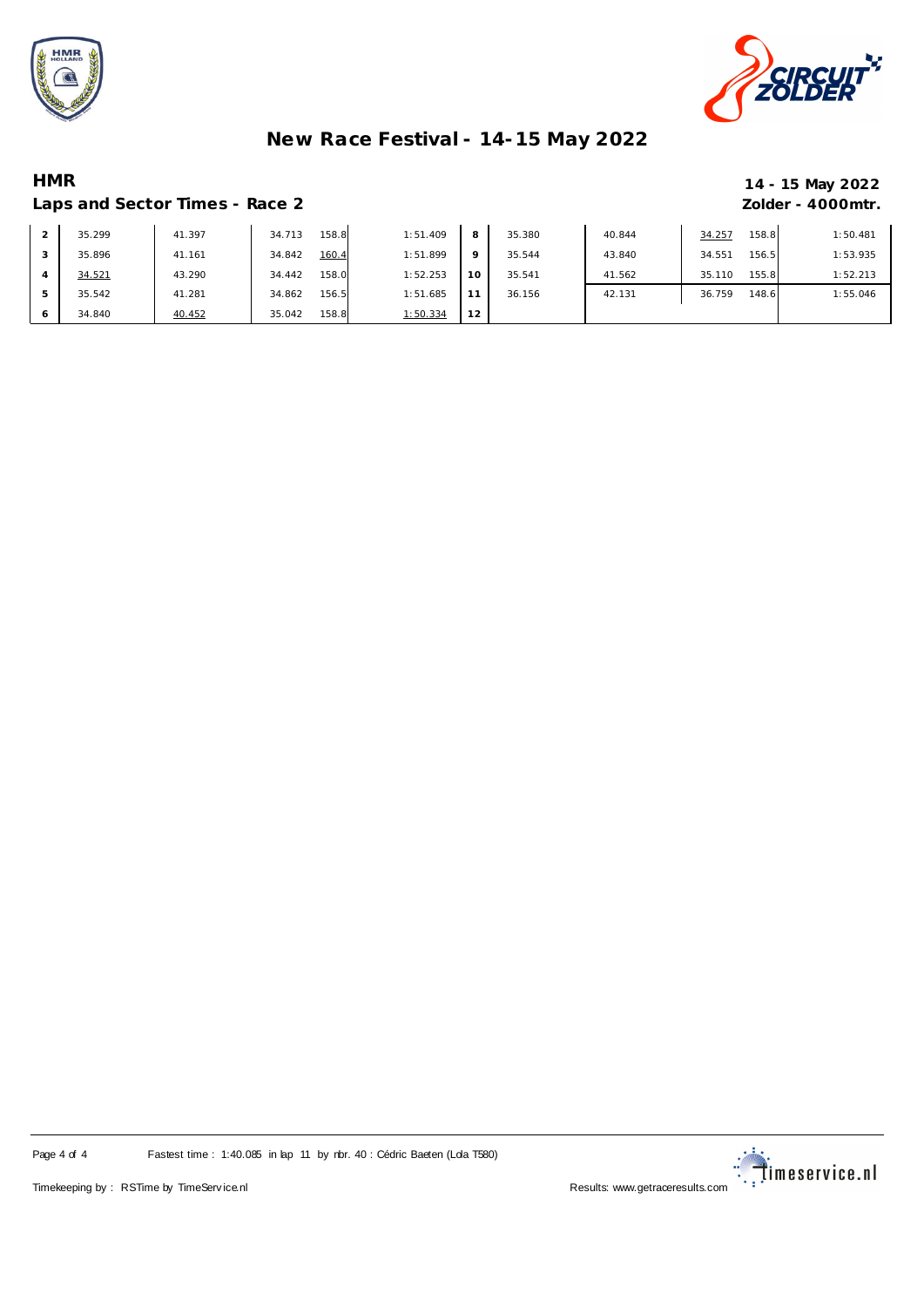# New Race Festival - 14-15 May 2022

## HMR

**14 - 15 May 2022**

### Laps and Sector Times - Race 2

**Zolder - 4000mtr.**

| | | | | | | | | | | | |
|---|---|---|---|---|---|---|---|---|---|---|---|
| 2 | 35.299 | 41.397 | 34.713 | 158.8 | 1:51.409 | 8 | 35.380 | 40.844 | 34.257 | 158.8 | 1:50.481 |
| 3 | 35.896 | 41.161 | 34.842 | 160.4 | 1:51.899 | 9 | 35.544 | 43.840 | 34.551 | 156.5 | 1:53.935 |
| 4 | 34.521 | 43.290 | 34.442 | 158.0 | 1:52.253 | 10 | 35.541 | 41.562 | 35.110 | 155.8 | 1:52.213 |
| 5 | 35.542 | 41.281 | 34.862 | 156.5 | 1:51.685 | 11 | 36.156 | 42.131 | 36.759 | 148.6 | 1:55.046 |
| 6 | 34.840 | 40.452 | 35.042 | 158.8 | 1:50.334 | 12 | | | | | |

Fastest time : 1:40.085 in lap 11 by nbr. 40 : Cédric Baeten (Lola T580)

Timekeeping by : RSTime by TimeService.nl

Results: www.getraceresults.com